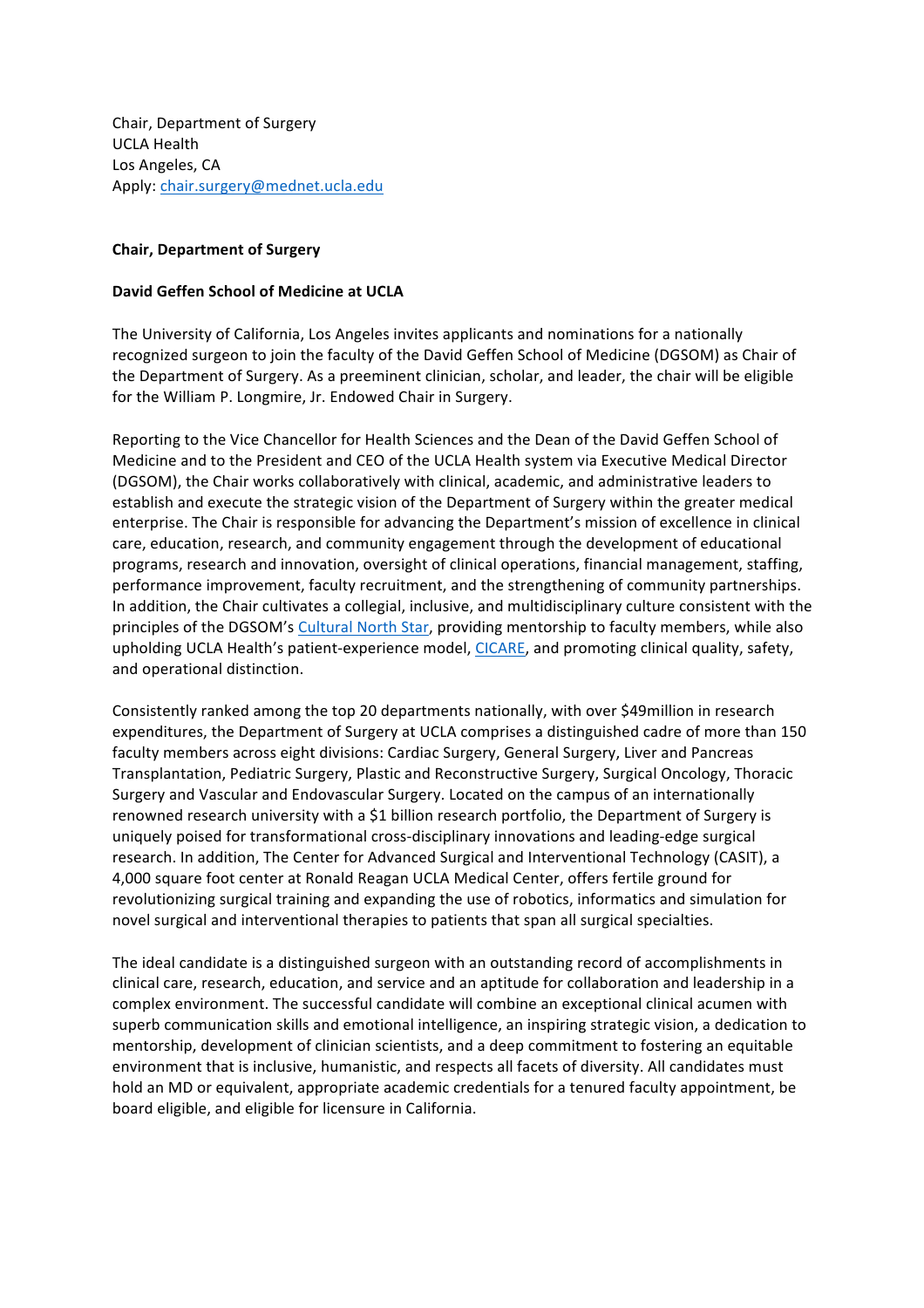Chair, Department of Surgery
UCLA Health
Los Angeles, CA
Apply: chair.surgery@mednet.ucla.edu

**Chair, Department of Surgery**

**David Geffen School of Medicine at UCLA**

The University of California, Los Angeles invites applicants and nominations for a nationally recognized surgeon to join the faculty of the David Geffen School of Medicine (DGSOM) as Chair of the Department of Surgery. As a preeminent clinician, scholar, and leader, the chair will be eligible for the William P. Longmire, Jr. Endowed Chair in Surgery.

Reporting to the Vice Chancellor for Health Sciences and the Dean of the David Geffen School of Medicine and to the President and CEO of the UCLA Health system via Executive Medical Director (DGSOM), the Chair works collaboratively with clinical, academic, and administrative leaders to establish and execute the strategic vision of the Department of Surgery within the greater medical enterprise. The Chair is responsible for advancing the Department's mission of excellence in clinical care, education, research, and community engagement through the development of educational programs, research and innovation, oversight of clinical operations, financial management, staffing, performance improvement, faculty recruitment, and the strengthening of community partnerships. In addition, the Chair cultivates a collegial, inclusive, and multidisciplinary culture consistent with the principles of the DGSOM's Cultural North Star, providing mentorship to faculty members, while also upholding UCLA Health's patient-experience model, CICARE, and promoting clinical quality, safety, and operational distinction.

Consistently ranked among the top 20 departments nationally, with over $49million in research expenditures, the Department of Surgery at UCLA comprises a distinguished cadre of more than 150 faculty members across eight divisions: Cardiac Surgery, General Surgery, Liver and Pancreas Transplantation, Pediatric Surgery, Plastic and Reconstructive Surgery, Surgical Oncology, Thoracic Surgery and Vascular and Endovascular Surgery. Located on the campus of an internationally renowned research university with a $1 billion research portfolio, the Department of Surgery is uniquely poised for transformational cross-disciplinary innovations and leading-edge surgical research. In addition, The Center for Advanced Surgical and Interventional Technology (CASIT), a 4,000 square foot center at Ronald Reagan UCLA Medical Center, offers fertile ground for revolutionizing surgical training and expanding the use of robotics, informatics and simulation for novel surgical and interventional therapies to patients that span all surgical specialties.

The ideal candidate is a distinguished surgeon with an outstanding record of accomplishments in clinical care, research, education, and service and an aptitude for collaboration and leadership in a complex environment. The successful candidate will combine an exceptional clinical acumen with superb communication skills and emotional intelligence, an inspiring strategic vision, a dedication to mentorship, development of clinician scientists, and a deep commitment to fostering an equitable environment that is inclusive, humanistic, and respects all facets of diversity. All candidates must hold an MD or equivalent, appropriate academic credentials for a tenured faculty appointment, be board eligible, and eligible for licensure in California.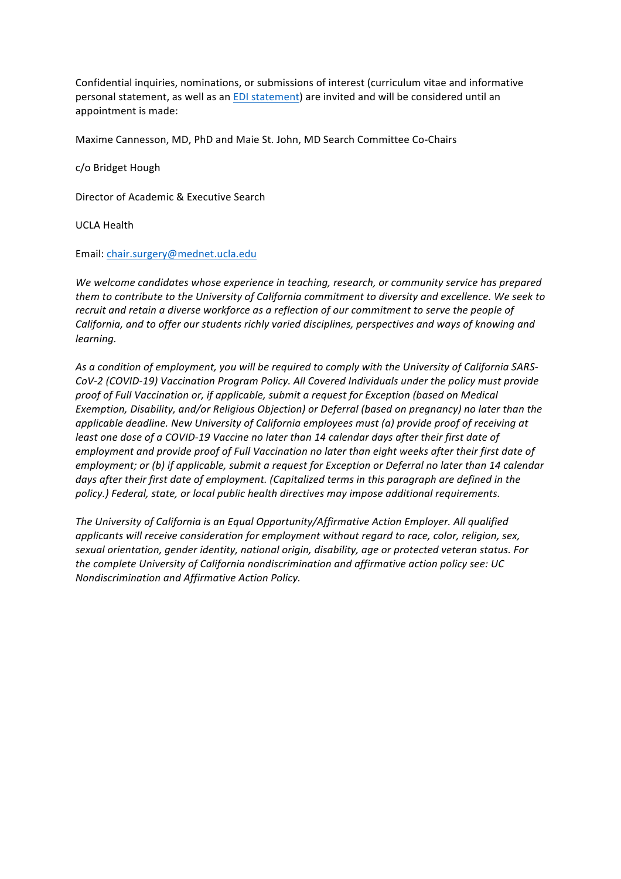Confidential inquiries, nominations, or submissions of interest (curriculum vitae and informative personal statement, as well as an EDI statement) are invited and will be considered until an appointment is made:

Maxime Cannesson, MD, PhD and Maie St. John, MD Search Committee Co-Chairs

c/o Bridget Hough

Director of Academic & Executive Search

UCLA Health

Email: chair.surgery@mednet.ucla.edu

*We welcome candidates whose experience in teaching, research, or community service has prepared them to contribute to the University of California commitment to diversity and excellence. We seek to recruit and retain a diverse workforce as a reflection of our commitment to serve the people of California, and to offer our students richly varied disciplines, perspectives and ways of knowing and learning.*

*As a condition of employment, you will be required to comply with the University of California SARS-CoV-2 (COVID-19) Vaccination Program Policy. All Covered Individuals under the policy must provide proof of Full Vaccination or, if applicable, submit a request for Exception (based on Medical Exemption, Disability, and/or Religious Objection) or Deferral (based on pregnancy) no later than the applicable deadline. New University of California employees must (a) provide proof of receiving at least one dose of a COVID-19 Vaccine no later than 14 calendar days after their first date of employment and provide proof of Full Vaccination no later than eight weeks after their first date of employment; or (b) if applicable, submit a request for Exception or Deferral no later than 14 calendar days after their first date of employment. (Capitalized terms in this paragraph are defined in the policy.) Federal, state, or local public health directives may impose additional requirements.*

*The University of California is an Equal Opportunity/Affirmative Action Employer. All qualified applicants will receive consideration for employment without regard to race, color, religion, sex, sexual orientation, gender identity, national origin, disability, age or protected veteran status. For the complete University of California nondiscrimination and affirmative action policy see: UC Nondiscrimination and Affirmative Action Policy.*